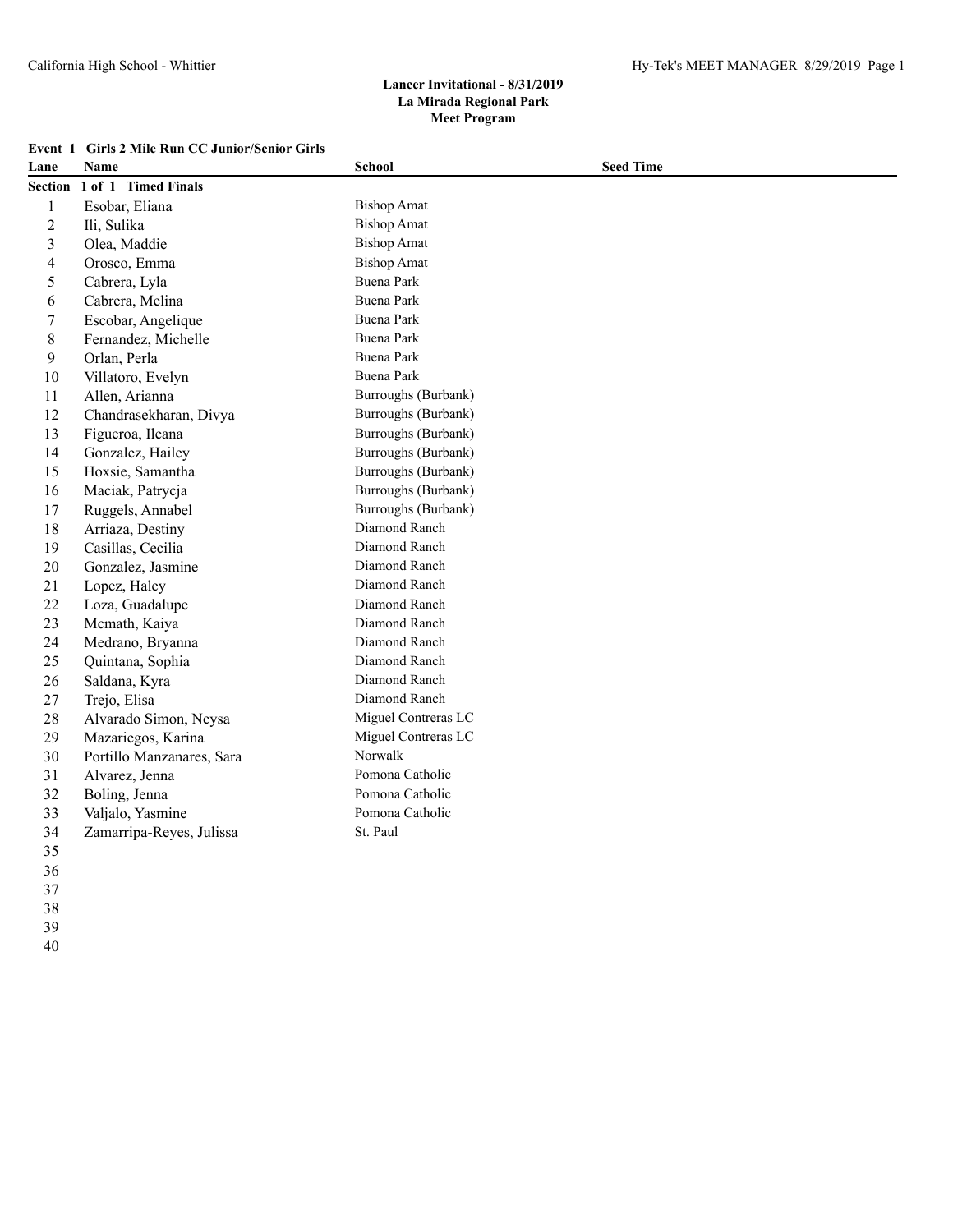**Lancer Invitational - 8/31/2019**
**La Mirada Regional Park**
**Meet Program**

**Event 1 Girls 2 Mile Run CC Junior/Senior Girls**

| Lane | Name | School | Seed Time |
|---|---|---|---|
| **Section 1 of 1 Timed Finals** | | | |
| 1 | Esobar, Eliana | Bishop Amat | |
| 2 | Ili, Sulika | Bishop Amat | |
| 3 | Olea, Maddie | Bishop Amat | |
| 4 | Orosco, Emma | Bishop Amat | |
| 5 | Cabrera, Lyla | Buena Park | |
| 6 | Cabrera, Melina | Buena Park | |
| 7 | Escobar, Angelique | Buena Park | |
| 8 | Fernandez, Michelle | Buena Park | |
| 9 | Orlan, Perla | Buena Park | |
| 10 | Villatoro, Evelyn | Buena Park | |
| 11 | Allen, Arianna | Burroughs (Burbank) | |
| 12 | Chandrasekharan, Divya | Burroughs (Burbank) | |
| 13 | Figueroa, Ileana | Burroughs (Burbank) | |
| 14 | Gonzalez, Hailey | Burroughs (Burbank) | |
| 15 | Hoxsie, Samantha | Burroughs (Burbank) | |
| 16 | Maciak, Patrycja | Burroughs (Burbank) | |
| 17 | Ruggels, Annabel | Burroughs (Burbank) | |
| 18 | Arriaza, Destiny | Diamond Ranch | |
| 19 | Casillas, Cecilia | Diamond Ranch | |
| 20 | Gonzalez, Jasmine | Diamond Ranch | |
| 21 | Lopez, Haley | Diamond Ranch | |
| 22 | Loza, Guadalupe | Diamond Ranch | |
| 23 | Mcmath, Kaiya | Diamond Ranch | |
| 24 | Medrano, Bryanna | Diamond Ranch | |
| 25 | Quintana, Sophia | Diamond Ranch | |
| 26 | Saldana, Kyra | Diamond Ranch | |
| 27 | Trejo, Elisa | Diamond Ranch | |
| 28 | Alvarado Simon, Neysa | Miguel Contreras LC | |
| 29 | Mazariegos, Karina | Miguel Contreras LC | |
| 30 | Portillo Manzanares, Sara | Norwalk | |
| 31 | Alvarez, Jenna | Pomona Catholic | |
| 32 | Boling, Jenna | Pomona Catholic | |
| 33 | Valjalo, Yasmine | Pomona Catholic | |
| 34 | Zamarripa-Reyes, Julissa | St. Paul | |
| 35 | | | |
| 36 | | | |
| 37 | | | |
| 38 | | | |
| 39 | | | |
| 40 | | | |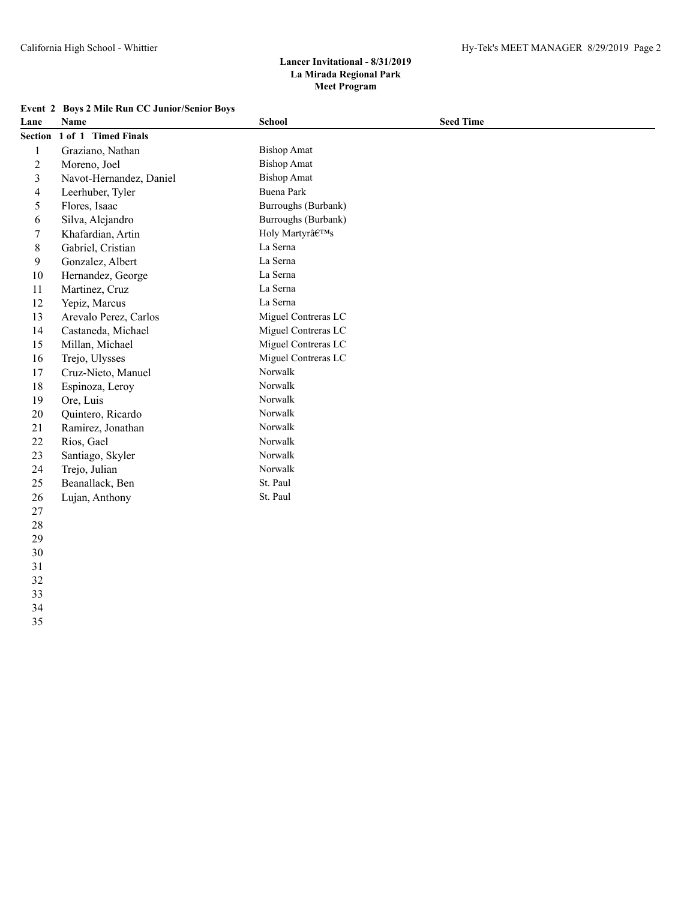**Lancer Invitational - 8/31/2019**
**La Mirada Regional Park**
**Meet Program**

### Event 2 Boys 2 Mile Run CC Junior/Senior Boys

| Lane | Name | School | Seed Time |
|---|---|---|---|
| **Section 1 of 1 Timed Finals** | | | |
| 1 | Graziano, Nathan | Bishop Amat | |
| 2 | Moreno, Joel | Bishop Amat | |
| 3 | Navot-Hernandez, Daniel | Bishop Amat | |
| 4 | Leerhuber, Tyler | Buena Park | |
| 5 | Flores, Isaac | Burroughs (Burbank) | |
| 6 | Silva, Alejandro | Burroughs (Burbank) | |
| 7 | Khafardian, Artin | Holy Martyrâ€™s | |
| 8 | Gabriel, Cristian | La Serna | |
| 9 | Gonzalez, Albert | La Serna | |
| 10 | Hernandez, George | La Serna | |
| 11 | Martinez, Cruz | La Serna | |
| 12 | Yepiz, Marcus | La Serna | |
| 13 | Arevalo Perez, Carlos | Miguel Contreras LC | |
| 14 | Castaneda, Michael | Miguel Contreras LC | |
| 15 | Millan, Michael | Miguel Contreras LC | |
| 16 | Trejo, Ulysses | Miguel Contreras LC | |
| 17 | Cruz-Nieto, Manuel | Norwalk | |
| 18 | Espinoza, Leroy | Norwalk | |
| 19 | Ore, Luis | Norwalk | |
| 20 | Quintero, Ricardo | Norwalk | |
| 21 | Ramirez, Jonathan | Norwalk | |
| 22 | Rios, Gael | Norwalk | |
| 23 | Santiago, Skyler | Norwalk | |
| 24 | Trejo, Julian | Norwalk | |
| 25 | Beanallack, Ben | St. Paul | |
| 26 | Lujan, Anthony | St. Paul | |
| 27 | | | |
| 28 | | | |
| 29 | | | |
| 30 | | | |
| 31 | | | |
| 32 | | | |
| 33 | | | |
| 34 | | | |
| 35 | | | |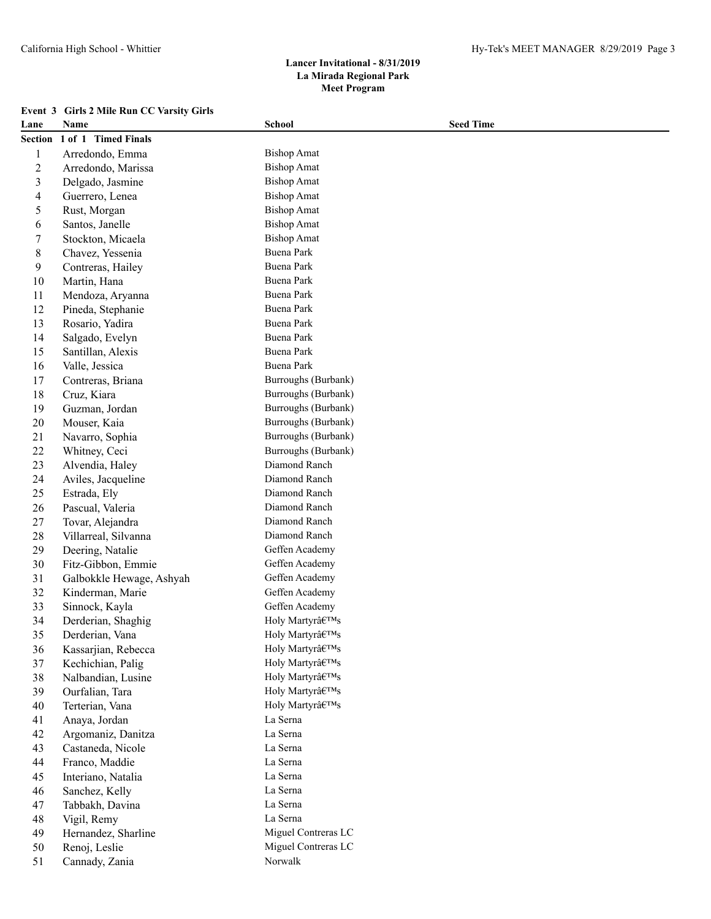**Lancer Invitational - 8/31/2019**
**La Mirada Regional Park**
**Meet Program**

**Event 3 Girls 2 Mile Run CC Varsity Girls**

| Lane | Name | School | Seed Time |
|---|---|---|---|
| **Section 1 of 1 Timed Finals** | | | |
| 1 | Arredondo, Emma | Bishop Amat | |
| 2 | Arredondo, Marissa | Bishop Amat | |
| 3 | Delgado, Jasmine | Bishop Amat | |
| 4 | Guerrero, Lenea | Bishop Amat | |
| 5 | Rust, Morgan | Bishop Amat | |
| 6 | Santos, Janelle | Bishop Amat | |
| 7 | Stockton, Micaela | Bishop Amat | |
| 8 | Chavez, Yessenia | Buena Park | |
| 9 | Contreras, Hailey | Buena Park | |
| 10 | Martin, Hana | Buena Park | |
| 11 | Mendoza, Aryanna | Buena Park | |
| 12 | Pineda, Stephanie | Buena Park | |
| 13 | Rosario, Yadira | Buena Park | |
| 14 | Salgado, Evelyn | Buena Park | |
| 15 | Santillan, Alexis | Buena Park | |
| 16 | Valle, Jessica | Buena Park | |
| 17 | Contreras, Briana | Burroughs (Burbank) | |
| 18 | Cruz, Kiara | Burroughs (Burbank) | |
| 19 | Guzman, Jordan | Burroughs (Burbank) | |
| 20 | Mouser, Kaia | Burroughs (Burbank) | |
| 21 | Navarro, Sophia | Burroughs (Burbank) | |
| 22 | Whitney, Ceci | Burroughs (Burbank) | |
| 23 | Alvendia, Haley | Diamond Ranch | |
| 24 | Aviles, Jacqueline | Diamond Ranch | |
| 25 | Estrada, Ely | Diamond Ranch | |
| 26 | Pascual, Valeria | Diamond Ranch | |
| 27 | Tovar, Alejandra | Diamond Ranch | |
| 28 | Villarreal, Silvanna | Diamond Ranch | |
| 29 | Deering, Natalie | Geffen Academy | |
| 30 | Fitz-Gibbon, Emmie | Geffen Academy | |
| 31 | Galbokkle Hewage, Ashyah | Geffen Academy | |
| 32 | Kinderman, Marie | Geffen Academy | |
| 33 | Sinnock, Kayla | Geffen Academy | |
| 34 | Derderian, Shaghig | Holy Martyrâ€™s | |
| 35 | Derderian, Vana | Holy Martyrâ€™s | |
| 36 | Kassarjian, Rebecca | Holy Martyrâ€™s | |
| 37 | Kechichian, Palig | Holy Martyrâ€™s | |
| 38 | Nalbandian, Lusine | Holy Martyrâ€™s | |
| 39 | Ourfalian, Tara | Holy Martyrâ€™s | |
| 40 | Terterian, Vana | Holy Martyrâ€™s | |
| 41 | Anaya, Jordan | La Serna | |
| 42 | Argomaniz, Danitza | La Serna | |
| 43 | Castaneda, Nicole | La Serna | |
| 44 | Franco, Maddie | La Serna | |
| 45 | Interiano, Natalia | La Serna | |
| 46 | Sanchez, Kelly | La Serna | |
| 47 | Tabbakh, Davina | La Serna | |
| 48 | Vigil, Remy | La Serna | |
| 49 | Hernandez, Sharline | Miguel Contreras LC | |
| 50 | Renoj, Leslie | Miguel Contreras LC | |
| 51 | Cannady, Zania | Norwalk | |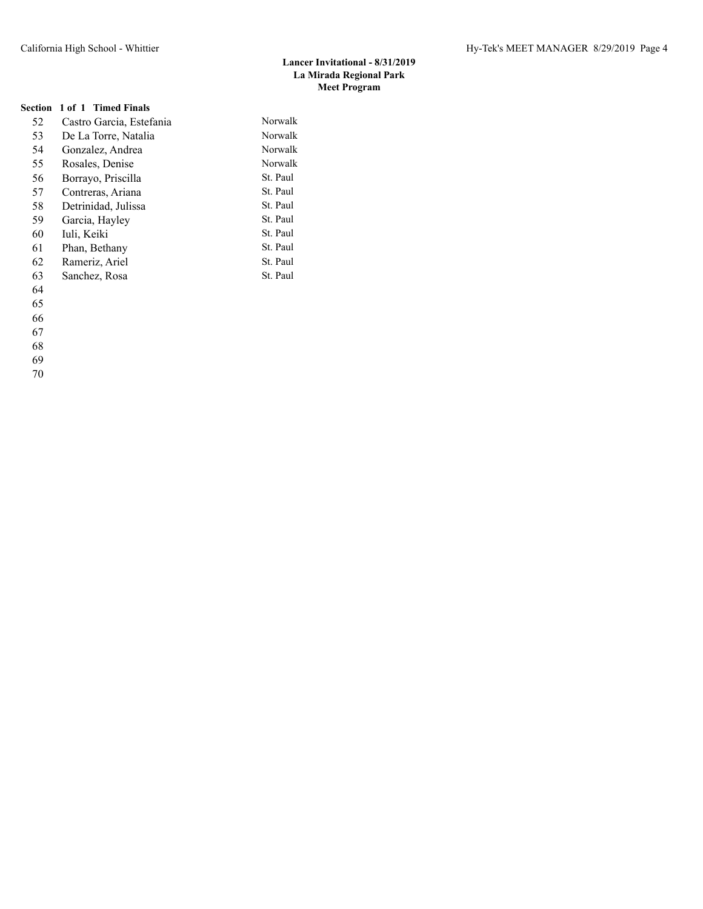**Lancer Invitational - 8/31/2019**
**La Mirada Regional Park**
**Meet Program**

**Section 1 of 1 Timed Finals**

| | | |
|---|---|---|
| 52 | Castro Garcia, Estefania | Norwalk |
| 53 | De La Torre, Natalia | Norwalk |
| 54 | Gonzalez, Andrea | Norwalk |
| 55 | Rosales, Denise | Norwalk |
| 56 | Borrayo, Priscilla | St. Paul |
| 57 | Contreras, Ariana | St. Paul |
| 58 | Detrinidad, Julissa | St. Paul |
| 59 | Garcia, Hayley | St. Paul |
| 60 | Iuli, Keiki | St. Paul |
| 61 | Phan, Bethany | St. Paul |
| 62 | Rameriz, Ariel | St. Paul |
| 63 | Sanchez, Rosa | St. Paul |
| 64 | | |
| 65 | | |
| 66 | | |
| 67 | | |
| 68 | | |
| 69 | | |
| 70 | | |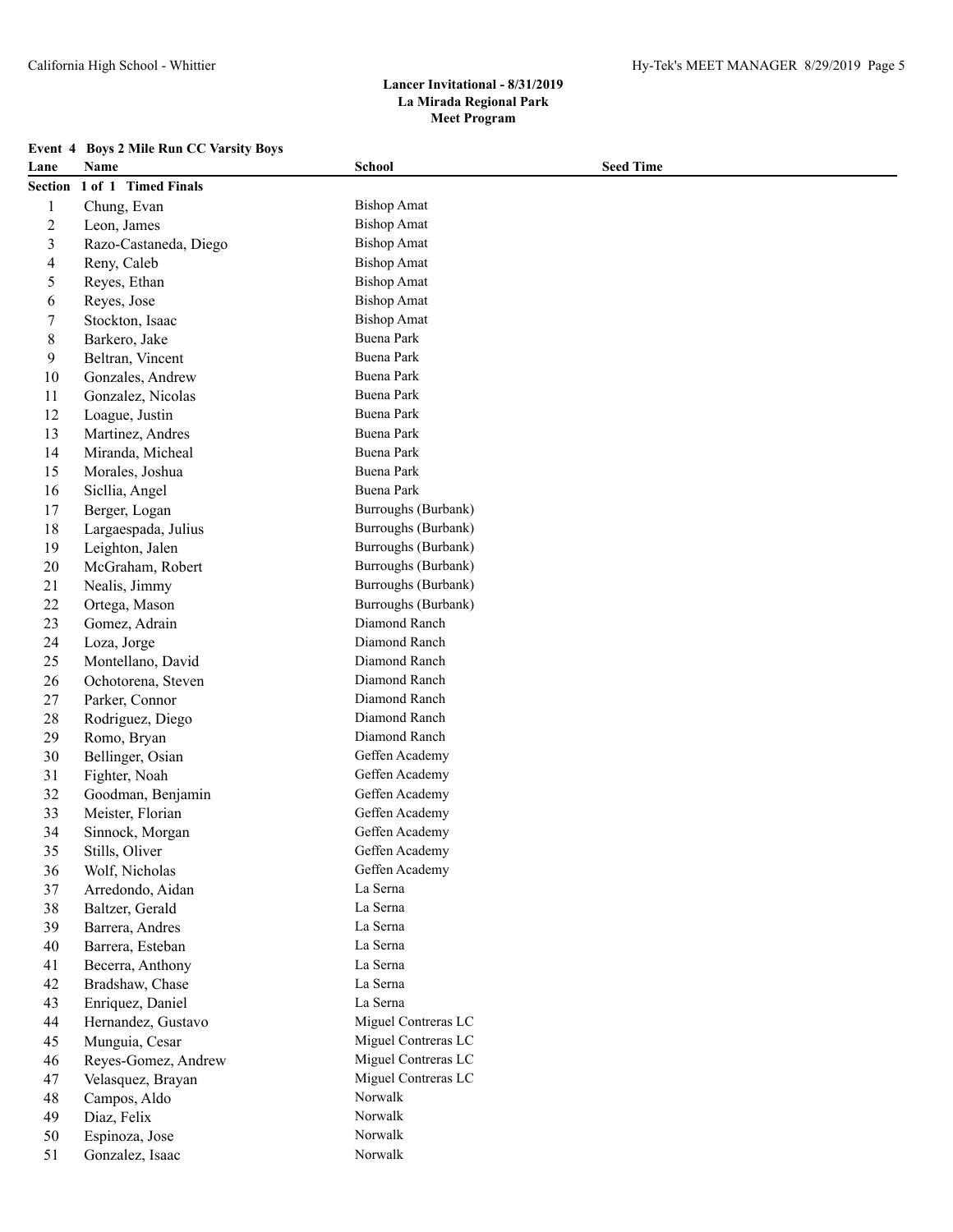**Lancer Invitational - 8/31/2019**
**La Mirada Regional Park**
**Meet Program**

**Event 4 Boys 2 Mile Run CC Varsity Boys**

| Lane | Name | School | Seed Time |
|---|---|---|---|
| **Section 1 of 1 Timed Finals** | | | |
| 1 | Chung, Evan | Bishop Amat | |
| 2 | Leon, James | Bishop Amat | |
| 3 | Razo-Castaneda, Diego | Bishop Amat | |
| 4 | Reny, Caleb | Bishop Amat | |
| 5 | Reyes, Ethan | Bishop Amat | |
| 6 | Reyes, Jose | Bishop Amat | |
| 7 | Stockton, Isaac | Bishop Amat | |
| 8 | Barkero, Jake | Buena Park | |
| 9 | Beltran, Vincent | Buena Park | |
| 10 | Gonzales, Andrew | Buena Park | |
| 11 | Gonzalez, Nicolas | Buena Park | |
| 12 | Loague, Justin | Buena Park | |
| 13 | Martinez, Andres | Buena Park | |
| 14 | Miranda, Micheal | Buena Park | |
| 15 | Morales, Joshua | Buena Park | |
| 16 | Sicllia, Angel | Buena Park | |
| 17 | Berger, Logan | Burroughs (Burbank) | |
| 18 | Largaespada, Julius | Burroughs (Burbank) | |
| 19 | Leighton, Jalen | Burroughs (Burbank) | |
| 20 | McGraham, Robert | Burroughs (Burbank) | |
| 21 | Nealis, Jimmy | Burroughs (Burbank) | |
| 22 | Ortega, Mason | Burroughs (Burbank) | |
| 23 | Gomez, Adrain | Diamond Ranch | |
| 24 | Loza, Jorge | Diamond Ranch | |
| 25 | Montellano, David | Diamond Ranch | |
| 26 | Ochotorena, Steven | Diamond Ranch | |
| 27 | Parker, Connor | Diamond Ranch | |
| 28 | Rodriguez, Diego | Diamond Ranch | |
| 29 | Romo, Bryan | Diamond Ranch | |
| 30 | Bellinger, Osian | Geffen Academy | |
| 31 | Fighter, Noah | Geffen Academy | |
| 32 | Goodman, Benjamin | Geffen Academy | |
| 33 | Meister, Florian | Geffen Academy | |
| 34 | Sinnock, Morgan | Geffen Academy | |
| 35 | Stills, Oliver | Geffen Academy | |
| 36 | Wolf, Nicholas | Geffen Academy | |
| 37 | Arredondo, Aidan | La Serna | |
| 38 | Baltzer, Gerald | La Serna | |
| 39 | Barrera, Andres | La Serna | |
| 40 | Barrera, Esteban | La Serna | |
| 41 | Becerra, Anthony | La Serna | |
| 42 | Bradshaw, Chase | La Serna | |
| 43 | Enriquez, Daniel | La Serna | |
| 44 | Hernandez, Gustavo | Miguel Contreras LC | |
| 45 | Munguia, Cesar | Miguel Contreras LC | |
| 46 | Reyes-Gomez, Andrew | Miguel Contreras LC | |
| 47 | Velasquez, Brayan | Miguel Contreras LC | |
| 48 | Campos, Aldo | Norwalk | |
| 49 | Diaz, Felix | Norwalk | |
| 50 | Espinoza, Jose | Norwalk | |
| 51 | Gonzalez, Isaac | Norwalk | |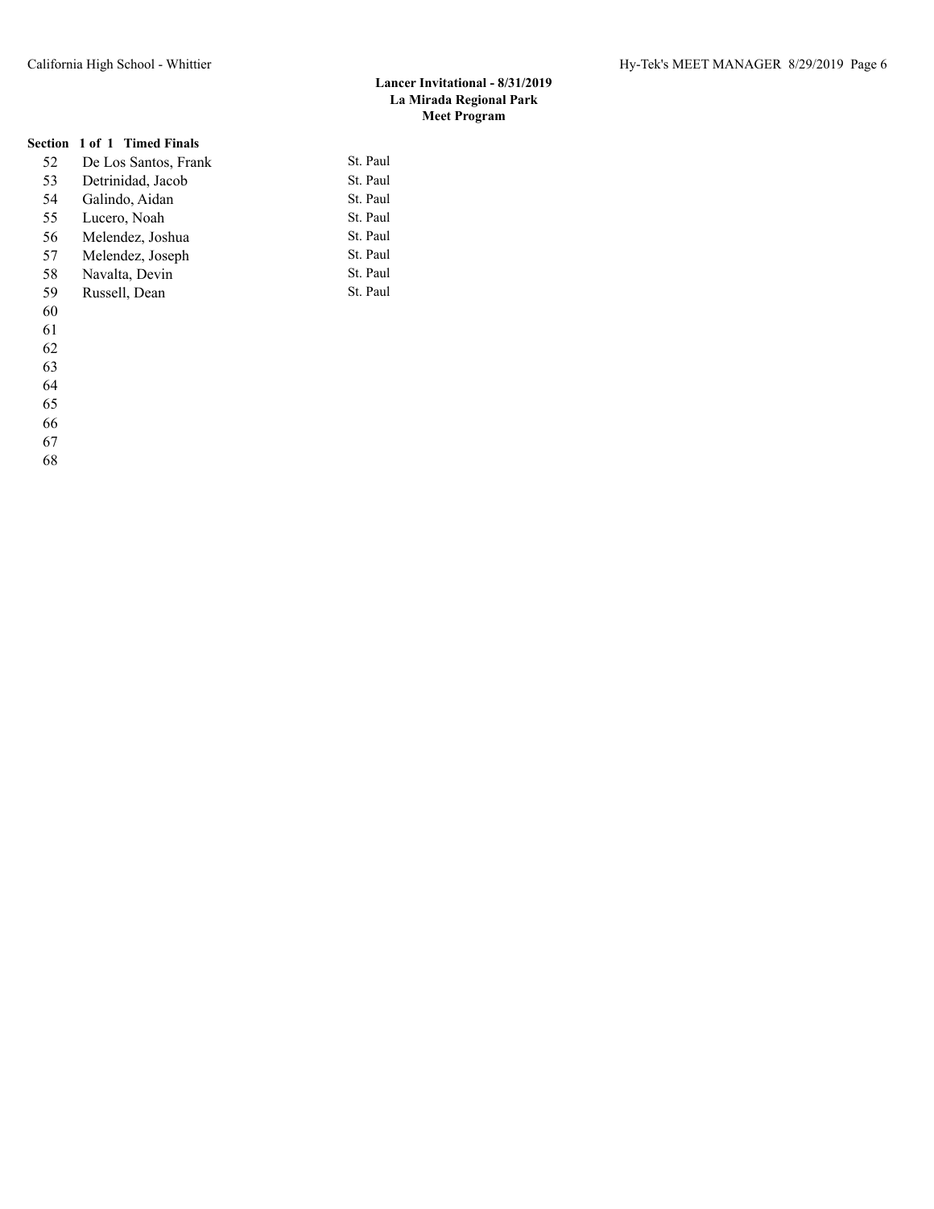### Lancer Invitational - 8/31/2019
### La Mirada Regional Park
### Meet Program

**Section 1 of 1 Timed Finals**

| | | |
|---|---|---|
| 52 | De Los Santos, Frank | St. Paul |
| 53 | Detrinidad, Jacob | St. Paul |
| 54 | Galindo, Aidan | St. Paul |
| 55 | Lucero, Noah | St. Paul |
| 56 | Melendez, Joshua | St. Paul |
| 57 | Melendez, Joseph | St. Paul |
| 58 | Navalta, Devin | St. Paul |
| 59 | Russell, Dean | St. Paul |
| 60 | | |
| 61 | | |
| 62 | | |
| 63 | | |
| 64 | | |
| 65 | | |
| 66 | | |
| 67 | | |
| 68 | | |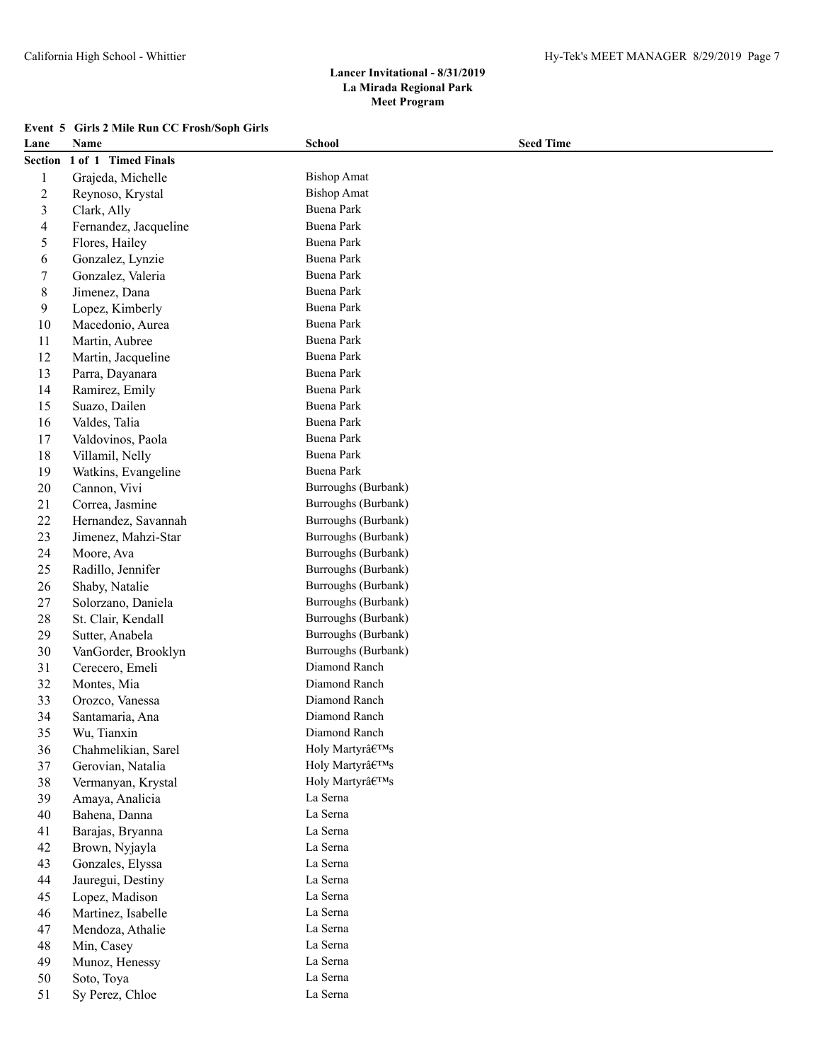# Lancer Invitational - 8/31/2019

**La Mirada Regional Park**

**Meet Program**

**Event 5 Girls 2 Mile Run CC Frosh/Soph Girls**

| Lane | Name | School | Seed Time |
|---|---|---|---|
| **Section 1 of 1 Timed Finals** | | | |
| 1 | Grajeda, Michelle | Bishop Amat | |
| 2 | Reynoso, Krystal | Bishop Amat | |
| 3 | Clark, Ally | Buena Park | |
| 4 | Fernandez, Jacqueline | Buena Park | |
| 5 | Flores, Hailey | Buena Park | |
| 6 | Gonzalez, Lynzie | Buena Park | |
| 7 | Gonzalez, Valeria | Buena Park | |
| 8 | Jimenez, Dana | Buena Park | |
| 9 | Lopez, Kimberly | Buena Park | |
| 10 | Macedonio, Aurea | Buena Park | |
| 11 | Martin, Aubree | Buena Park | |
| 12 | Martin, Jacqueline | Buena Park | |
| 13 | Parra, Dayanara | Buena Park | |
| 14 | Ramirez, Emily | Buena Park | |
| 15 | Suazo, Dailen | Buena Park | |
| 16 | Valdes, Talia | Buena Park | |
| 17 | Valdovinos, Paola | Buena Park | |
| 18 | Villamil, Nelly | Buena Park | |
| 19 | Watkins, Evangeline | Buena Park | |
| 20 | Cannon, Vivi | Burroughs (Burbank) | |
| 21 | Correa, Jasmine | Burroughs (Burbank) | |
| 22 | Hernandez, Savannah | Burroughs (Burbank) | |
| 23 | Jimenez, Mahzi-Star | Burroughs (Burbank) | |
| 24 | Moore, Ava | Burroughs (Burbank) | |
| 25 | Radillo, Jennifer | Burroughs (Burbank) | |
| 26 | Shaby, Natalie | Burroughs (Burbank) | |
| 27 | Solorzano, Daniela | Burroughs (Burbank) | |
| 28 | St. Clair, Kendall | Burroughs (Burbank) | |
| 29 | Sutter, Anabela | Burroughs (Burbank) | |
| 30 | VanGorder, Brooklyn | Burroughs (Burbank) | |
| 31 | Cerecero, Emeli | Diamond Ranch | |
| 32 | Montes, Mia | Diamond Ranch | |
| 33 | Orozco, Vanessa | Diamond Ranch | |
| 34 | Santamaria, Ana | Diamond Ranch | |
| 35 | Wu, Tianxin | Diamond Ranch | |
| 36 | Chahmelikian, Sarel | Holy Martyrâ€™s | |
| 37 | Gerovian, Natalia | Holy Martyrâ€™s | |
| 38 | Vermanyan, Krystal | Holy Martyrâ€™s | |
| 39 | Amaya, Analicia | La Serna | |
| 40 | Bahena, Danna | La Serna | |
| 41 | Barajas, Bryanna | La Serna | |
| 42 | Brown, Nyjayla | La Serna | |
| 43 | Gonzales, Elyssa | La Serna | |
| 44 | Jauregui, Destiny | La Serna | |
| 45 | Lopez, Madison | La Serna | |
| 46 | Martinez, Isabelle | La Serna | |
| 47 | Mendoza, Athalie | La Serna | |
| 48 | Min, Casey | La Serna | |
| 49 | Munoz, Henessy | La Serna | |
| 50 | Soto, Toya | La Serna | |
| 51 | Sy Perez, Chloe | La Serna | |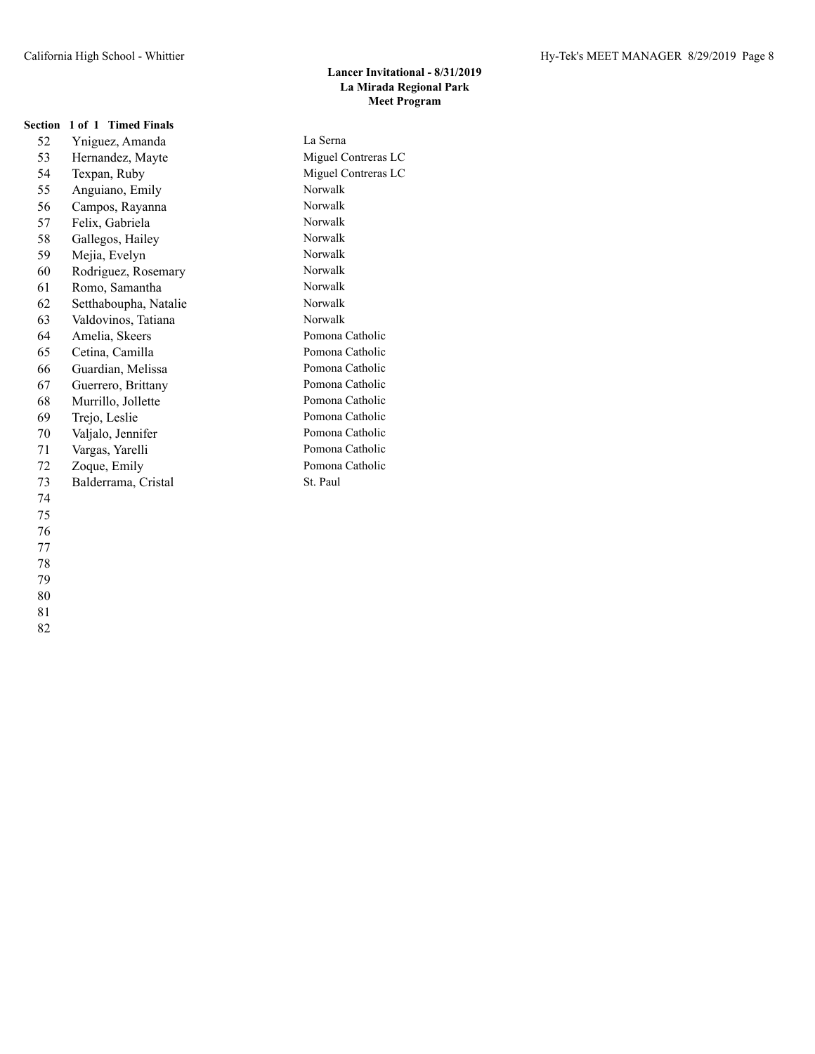**Lancer Invitational - 8/31/2019**
**La Mirada Regional Park**
**Meet Program**

**Section 1 of 1 Timed Finals**

| # | Name | School |
|---|---|---|
| 52 | Yniguez, Amanda | La Serna |
| 53 | Hernandez, Mayte | Miguel Contreras LC |
| 54 | Texpan, Ruby | Miguel Contreras LC |
| 55 | Anguiano, Emily | Norwalk |
| 56 | Campos, Rayanna | Norwalk |
| 57 | Felix, Gabriela | Norwalk |
| 58 | Gallegos, Hailey | Norwalk |
| 59 | Mejia, Evelyn | Norwalk |
| 60 | Rodriguez, Rosemary | Norwalk |
| 61 | Romo, Samantha | Norwalk |
| 62 | Setthaboupha, Natalie | Norwalk |
| 63 | Valdovinos, Tatiana | Norwalk |
| 64 | Amelia, Skeers | Pomona Catholic |
| 65 | Cetina, Camilla | Pomona Catholic |
| 66 | Guardian, Melissa | Pomona Catholic |
| 67 | Guerrero, Brittany | Pomona Catholic |
| 68 | Murrillo, Jollette | Pomona Catholic |
| 69 | Trejo, Leslie | Pomona Catholic |
| 70 | Valjalo, Jennifer | Pomona Catholic |
| 71 | Vargas, Yarelli | Pomona Catholic |
| 72 | Zoque, Emily | Pomona Catholic |
| 73 | Balderrama, Cristal | St. Paul |
| 74 | | |
| 75 | | |
| 76 | | |
| 77 | | |
| 78 | | |
| 79 | | |
| 80 | | |
| 81 | | |
| 82 | | |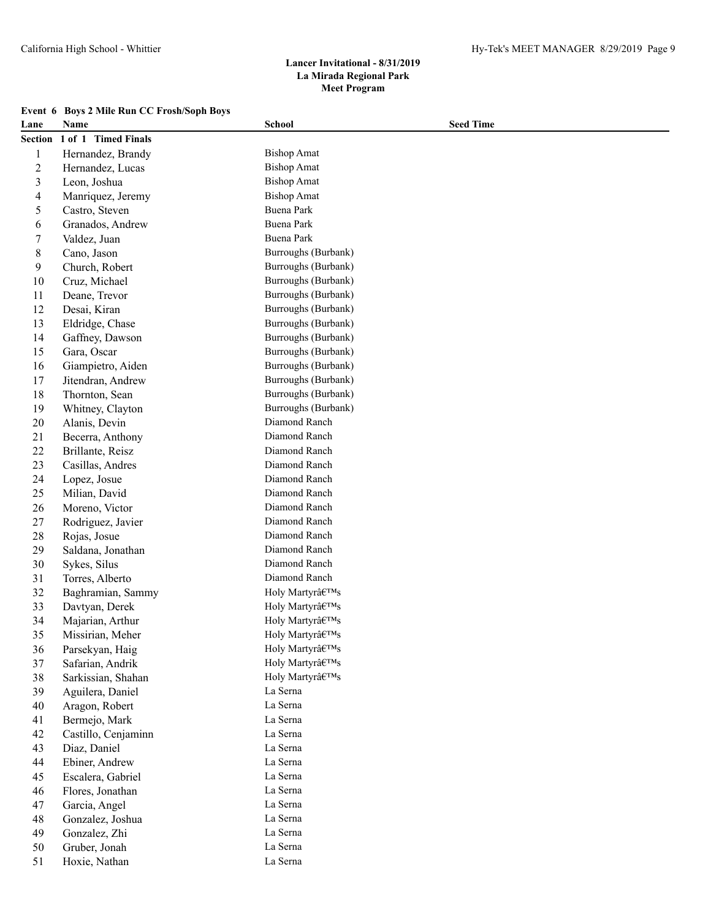**Lancer Invitational - 8/31/2019**
**La Mirada Regional Park**
**Meet Program**

**Event 6 Boys 2 Mile Run CC Frosh/Soph Boys**

| Lane | Name | School | Seed Time |
|---|---|---|---|
| **Section 1 of 1 Timed Finals** | | | |
| 1 | Hernandez, Brandy | Bishop Amat | |
| 2 | Hernandez, Lucas | Bishop Amat | |
| 3 | Leon, Joshua | Bishop Amat | |
| 4 | Manriquez, Jeremy | Bishop Amat | |
| 5 | Castro, Steven | Buena Park | |
| 6 | Granados, Andrew | Buena Park | |
| 7 | Valdez, Juan | Buena Park | |
| 8 | Cano, Jason | Burroughs (Burbank) | |
| 9 | Church, Robert | Burroughs (Burbank) | |
| 10 | Cruz, Michael | Burroughs (Burbank) | |
| 11 | Deane, Trevor | Burroughs (Burbank) | |
| 12 | Desai, Kiran | Burroughs (Burbank) | |
| 13 | Eldridge, Chase | Burroughs (Burbank) | |
| 14 | Gaffney, Dawson | Burroughs (Burbank) | |
| 15 | Gara, Oscar | Burroughs (Burbank) | |
| 16 | Giampietro, Aiden | Burroughs (Burbank) | |
| 17 | Jitendran, Andrew | Burroughs (Burbank) | |
| 18 | Thornton, Sean | Burroughs (Burbank) | |
| 19 | Whitney, Clayton | Burroughs (Burbank) | |
| 20 | Alanis, Devin | Diamond Ranch | |
| 21 | Becerra, Anthony | Diamond Ranch | |
| 22 | Brillante, Reisz | Diamond Ranch | |
| 23 | Casillas, Andres | Diamond Ranch | |
| 24 | Lopez, Josue | Diamond Ranch | |
| 25 | Milian, David | Diamond Ranch | |
| 26 | Moreno, Victor | Diamond Ranch | |
| 27 | Rodriguez, Javier | Diamond Ranch | |
| 28 | Rojas, Josue | Diamond Ranch | |
| 29 | Saldana, Jonathan | Diamond Ranch | |
| 30 | Sykes, Silus | Diamond Ranch | |
| 31 | Torres, Alberto | Diamond Ranch | |
| 32 | Baghramian, Sammy | Holy Martyrâ€™s | |
| 33 | Davtyan, Derek | Holy Martyrâ€™s | |
| 34 | Majarian, Arthur | Holy Martyrâ€™s | |
| 35 | Missirian, Meher | Holy Martyrâ€™s | |
| 36 | Parsekyan, Haig | Holy Martyrâ€™s | |
| 37 | Safarian, Andrik | Holy Martyrâ€™s | |
| 38 | Sarkissian, Shahan | Holy Martyrâ€™s | |
| 39 | Aguilera, Daniel | La Serna | |
| 40 | Aragon, Robert | La Serna | |
| 41 | Bermejo, Mark | La Serna | |
| 42 | Castillo, Cenjaminn | La Serna | |
| 43 | Diaz, Daniel | La Serna | |
| 44 | Ebiner, Andrew | La Serna | |
| 45 | Escalera, Gabriel | La Serna | |
| 46 | Flores, Jonathan | La Serna | |
| 47 | Garcia, Angel | La Serna | |
| 48 | Gonzalez, Joshua | La Serna | |
| 49 | Gonzalez, Zhi | La Serna | |
| 50 | Gruber, Jonah | La Serna | |
| 51 | Hoxie, Nathan | La Serna | |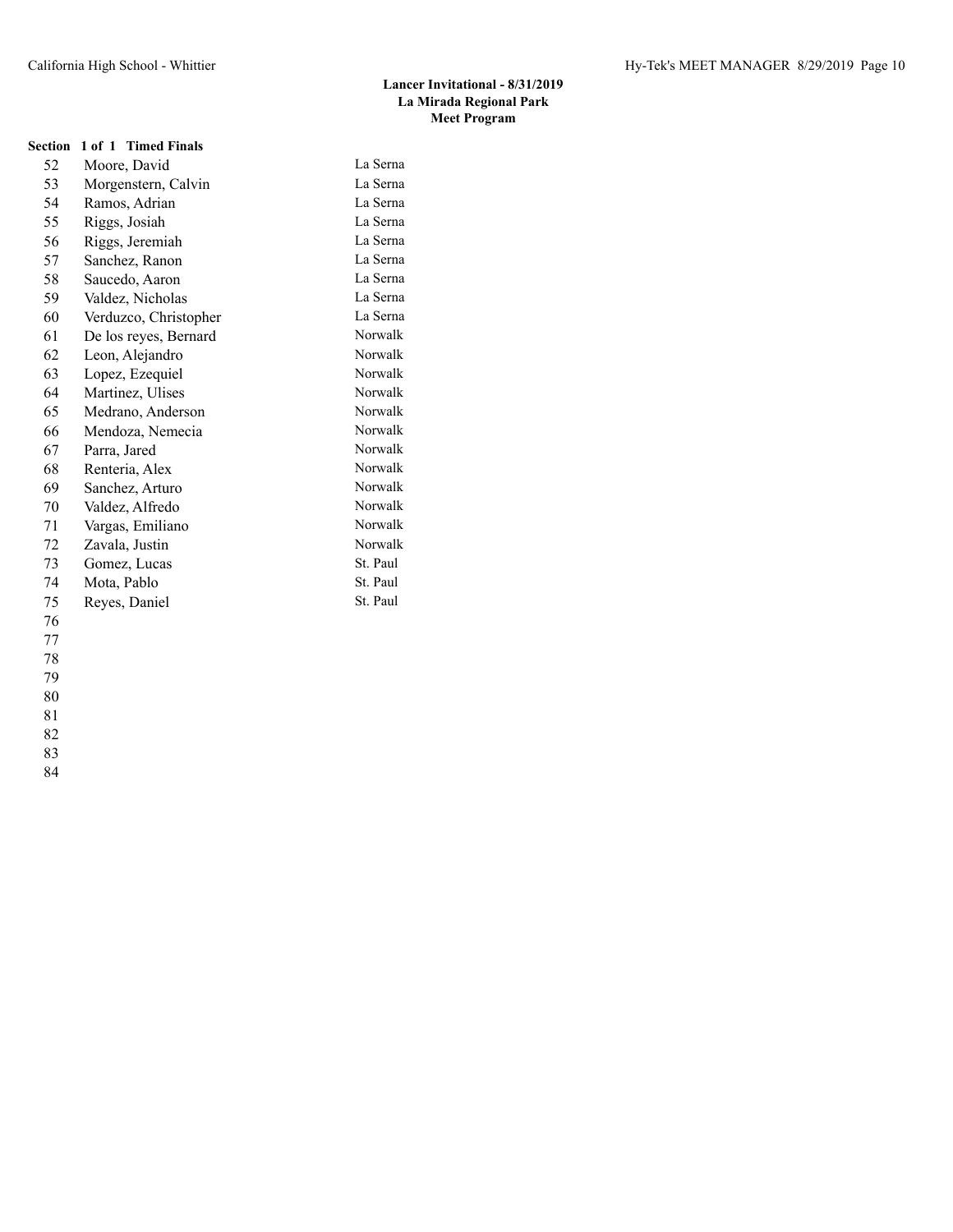**Lancer Invitational - 8/31/2019**
**La Mirada Regional Park**
**Meet Program**

**Section 1 of 1 Timed Finals**

| | | |
|---|---|---|
| 52 | Moore, David | La Serna |
| 53 | Morgenstern, Calvin | La Serna |
| 54 | Ramos, Adrian | La Serna |
| 55 | Riggs, Josiah | La Serna |
| 56 | Riggs, Jeremiah | La Serna |
| 57 | Sanchez, Ranon | La Serna |
| 58 | Saucedo, Aaron | La Serna |
| 59 | Valdez, Nicholas | La Serna |
| 60 | Verduzco, Christopher | La Serna |
| 61 | De los reyes, Bernard | Norwalk |
| 62 | Leon, Alejandro | Norwalk |
| 63 | Lopez, Ezequiel | Norwalk |
| 64 | Martinez, Ulises | Norwalk |
| 65 | Medrano, Anderson | Norwalk |
| 66 | Mendoza, Nemecia | Norwalk |
| 67 | Parra, Jared | Norwalk |
| 68 | Renteria, Alex | Norwalk |
| 69 | Sanchez, Arturo | Norwalk |
| 70 | Valdez, Alfredo | Norwalk |
| 71 | Vargas, Emiliano | Norwalk |
| 72 | Zavala, Justin | Norwalk |
| 73 | Gomez, Lucas | St. Paul |
| 74 | Mota, Pablo | St. Paul |
| 75 | Reyes, Daniel | St. Paul |
| 76 | | |
| 77 | | |
| 78 | | |
| 79 | | |
| 80 | | |
| 81 | | |
| 82 | | |
| 83 | | |
| 84 | | |